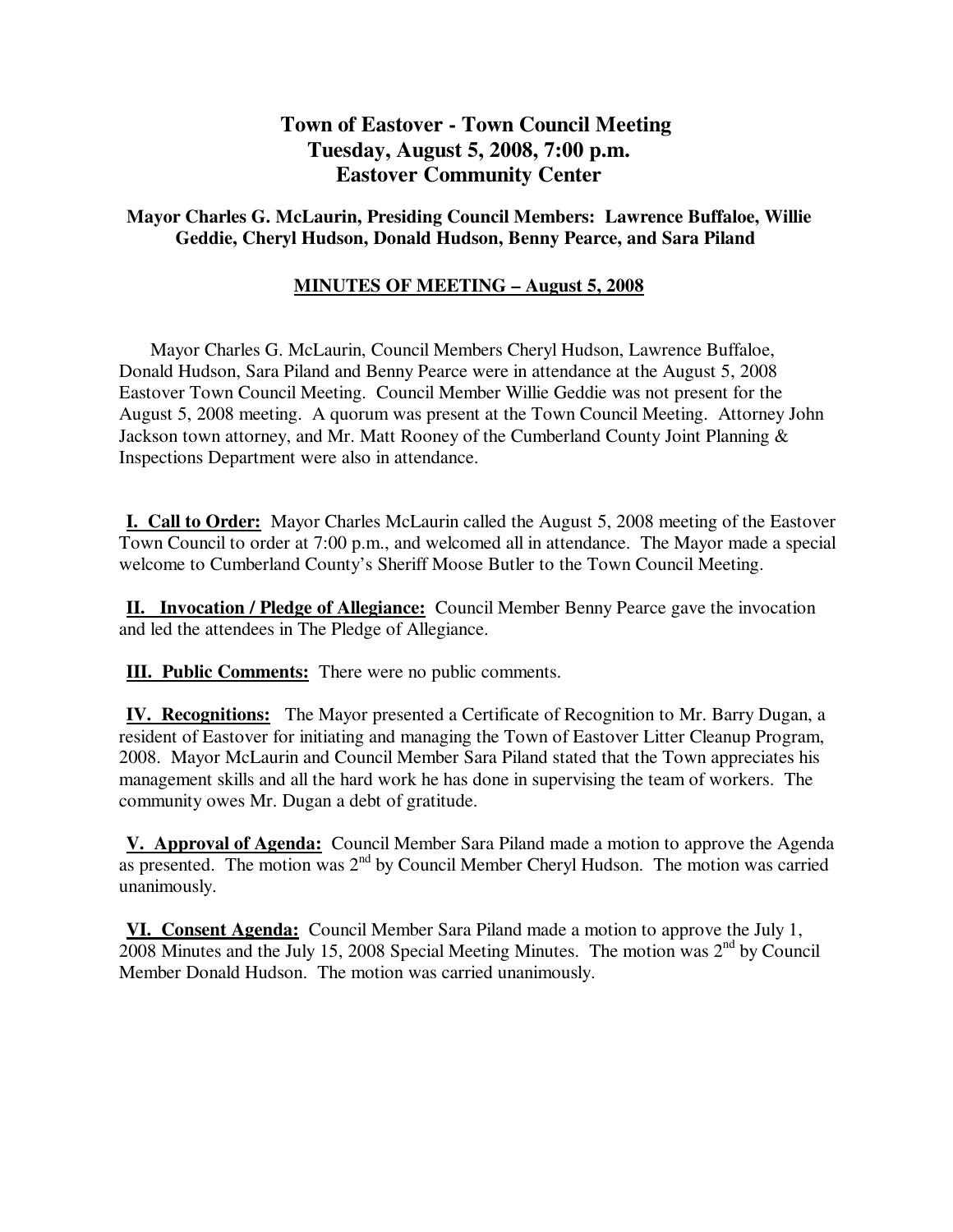# Town of Eastover - Town Council Meeting
## Tuesday, August 5, 2008, 7:00 p.m.
## Eastover Community Center

**Mayor Charles G. McLaurin, Presiding Council Members: Lawrence Buffaloe, Willie Geddie, Cheryl Hudson, Donald Hudson, Benny Pearce, and Sara Piland**

**MINUTES OF MEETING – August 5, 2008**

Mayor Charles G. McLaurin, Council Members Cheryl Hudson, Lawrence Buffaloe, Donald Hudson, Sara Piland and Benny Pearce were in attendance at the August 5, 2008 Eastover Town Council Meeting. Council Member Willie Geddie was not present for the August 5, 2008 meeting. A quorum was present at the Town Council Meeting. Attorney John Jackson town attorney, and Mr. Matt Rooney of the Cumberland County Joint Planning & Inspections Department were also in attendance.

**I. Call to Order:** Mayor Charles McLaurin called the August 5, 2008 meeting of the Eastover Town Council to order at 7:00 p.m., and welcomed all in attendance. The Mayor made a special welcome to Cumberland County's Sheriff Moose Butler to the Town Council Meeting.

**II. Invocation / Pledge of Allegiance:** Council Member Benny Pearce gave the invocation and led the attendees in The Pledge of Allegiance.

**III. Public Comments:** There were no public comments.

**IV. Recognitions:** The Mayor presented a Certificate of Recognition to Mr. Barry Dugan, a resident of Eastover for initiating and managing the Town of Eastover Litter Cleanup Program, 2008. Mayor McLaurin and Council Member Sara Piland stated that the Town appreciates his management skills and all the hard work he has done in supervising the team of workers. The community owes Mr. Dugan a debt of gratitude.

**V. Approval of Agenda:** Council Member Sara Piland made a motion to approve the Agenda as presented. The motion was 2nd by Council Member Cheryl Hudson. The motion was carried unanimously.

**VI. Consent Agenda:** Council Member Sara Piland made a motion to approve the July 1, 2008 Minutes and the July 15, 2008 Special Meeting Minutes. The motion was 2nd by Council Member Donald Hudson. The motion was carried unanimously.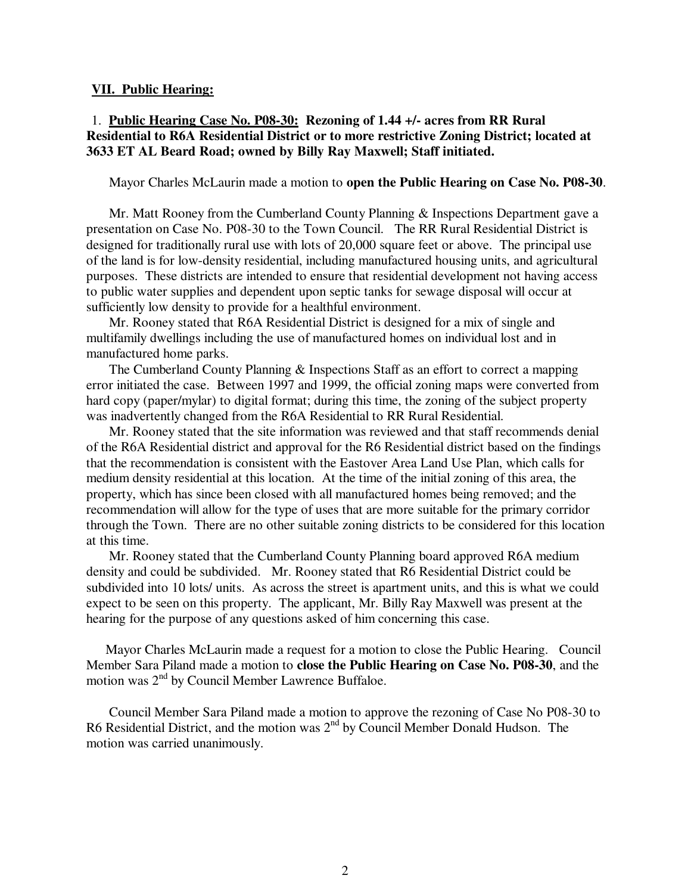**VII. Public Hearing:**

1. **Public Hearing Case No. P08-30: Rezoning of 1.44 +/- acres from RR Rural Residential to R6A Residential District or to more restrictive Zoning District; located at 3633 ET AL Beard Road; owned by Billy Ray Maxwell; Staff initiated.**

Mayor Charles McLaurin made a motion to **open the Public Hearing on Case No. P08-30**.

Mr. Matt Rooney from the Cumberland County Planning & Inspections Department gave a presentation on Case No. P08-30 to the Town Council. The RR Rural Residential District is designed for traditionally rural use with lots of 20,000 square feet or above. The principal use of the land is for low-density residential, including manufactured housing units, and agricultural purposes. These districts are intended to ensure that residential development not having access to public water supplies and dependent upon septic tanks for sewage disposal will occur at sufficiently low density to provide for a healthful environment.

Mr. Rooney stated that R6A Residential District is designed for a mix of single and multifamily dwellings including the use of manufactured homes on individual lost and in manufactured home parks.

The Cumberland County Planning & Inspections Staff as an effort to correct a mapping error initiated the case. Between 1997 and 1999, the official zoning maps were converted from hard copy (paper/mylar) to digital format; during this time, the zoning of the subject property was inadvertently changed from the R6A Residential to RR Rural Residential.

Mr. Rooney stated that the site information was reviewed and that staff recommends denial of the R6A Residential district and approval for the R6 Residential district based on the findings that the recommendation is consistent with the Eastover Area Land Use Plan, which calls for medium density residential at this location. At the time of the initial zoning of this area, the property, which has since been closed with all manufactured homes being removed; and the recommendation will allow for the type of uses that are more suitable for the primary corridor through the Town. There are no other suitable zoning districts to be considered for this location at this time.

Mr. Rooney stated that the Cumberland County Planning board approved R6A medium density and could be subdivided. Mr. Rooney stated that R6 Residential District could be subdivided into 10 lots/ units. As across the street is apartment units, and this is what we could expect to be seen on this property. The applicant, Mr. Billy Ray Maxwell was present at the hearing for the purpose of any questions asked of him concerning this case.

Mayor Charles McLaurin made a request for a motion to close the Public Hearing. Council Member Sara Piland made a motion to **close the Public Hearing on Case No. P08-30**, and the motion was 2nd by Council Member Lawrence Buffaloe.

Council Member Sara Piland made a motion to approve the rezoning of Case No P08-30 to R6 Residential District, and the motion was 2nd by Council Member Donald Hudson. The motion was carried unanimously.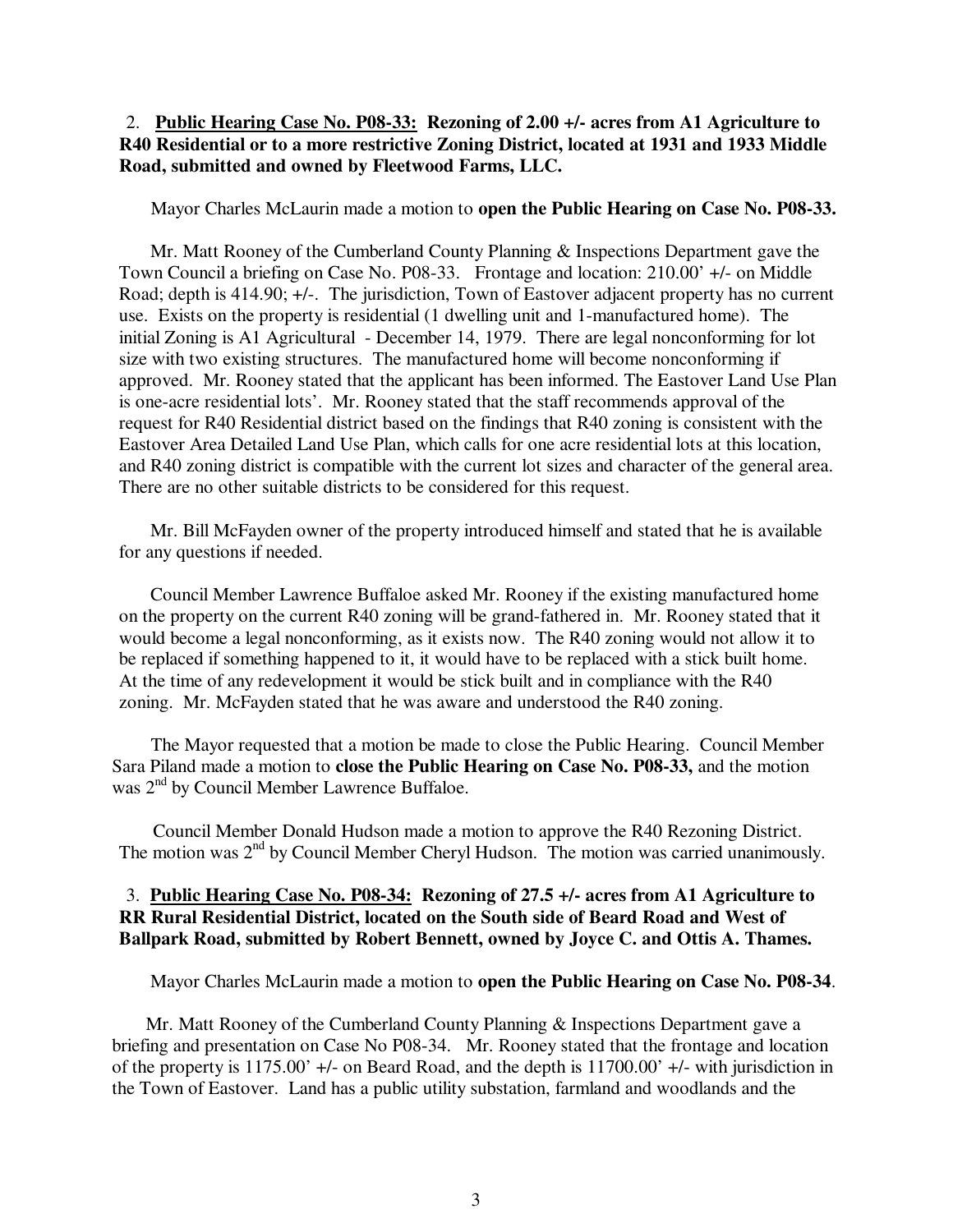2. **Public Hearing Case No. P08-33: Rezoning of 2.00 +/- acres from A1 Agriculture to R40 Residential or to a more restrictive Zoning District, located at 1931 and 1933 Middle Road, submitted and owned by Fleetwood Farms, LLC.**

Mayor Charles McLaurin made a motion to **open the Public Hearing on Case No. P08-33.**

Mr. Matt Rooney of the Cumberland County Planning & Inspections Department gave the Town Council a briefing on Case No. P08-33. Frontage and location: 210.00' +/- on Middle Road; depth is 414.90; +/-. The jurisdiction, Town of Eastover adjacent property has no current use. Exists on the property is residential (1 dwelling unit and 1-manufactured home). The initial Zoning is A1 Agricultural - December 14, 1979. There are legal nonconforming for lot size with two existing structures. The manufactured home will become nonconforming if approved. Mr. Rooney stated that the applicant has been informed. The Eastover Land Use Plan is one-acre residential lots'. Mr. Rooney stated that the staff recommends approval of the request for R40 Residential district based on the findings that R40 zoning is consistent with the Eastover Area Detailed Land Use Plan, which calls for one acre residential lots at this location, and R40 zoning district is compatible with the current lot sizes and character of the general area. There are no other suitable districts to be considered for this request.

Mr. Bill McFayden owner of the property introduced himself and stated that he is available for any questions if needed.

Council Member Lawrence Buffaloe asked Mr. Rooney if the existing manufactured home on the property on the current R40 zoning will be grand-fathered in. Mr. Rooney stated that it would become a legal nonconforming, as it exists now. The R40 zoning would not allow it to be replaced if something happened to it, it would have to be replaced with a stick built home. At the time of any redevelopment it would be stick built and in compliance with the R40 zoning. Mr. McFayden stated that he was aware and understood the R40 zoning.

The Mayor requested that a motion be made to close the Public Hearing. Council Member Sara Piland made a motion to **close the Public Hearing on Case No. P08-33,** and the motion was 2nd by Council Member Lawrence Buffaloe.

Council Member Donald Hudson made a motion to approve the R40 Rezoning District. The motion was 2nd by Council Member Cheryl Hudson. The motion was carried unanimously.

3. **Public Hearing Case No. P08-34: Rezoning of 27.5 +/- acres from A1 Agriculture to RR Rural Residential District, located on the South side of Beard Road and West of Ballpark Road, submitted by Robert Bennett, owned by Joyce C. and Ottis A. Thames.**

Mayor Charles McLaurin made a motion to **open the Public Hearing on Case No. P08-34**.

Mr. Matt Rooney of the Cumberland County Planning & Inspections Department gave a briefing and presentation on Case No P08-34. Mr. Rooney stated that the frontage and location of the property is 1175.00' +/- on Beard Road, and the depth is 11700.00' +/- with jurisdiction in the Town of Eastover. Land has a public utility substation, farmland and woodlands and the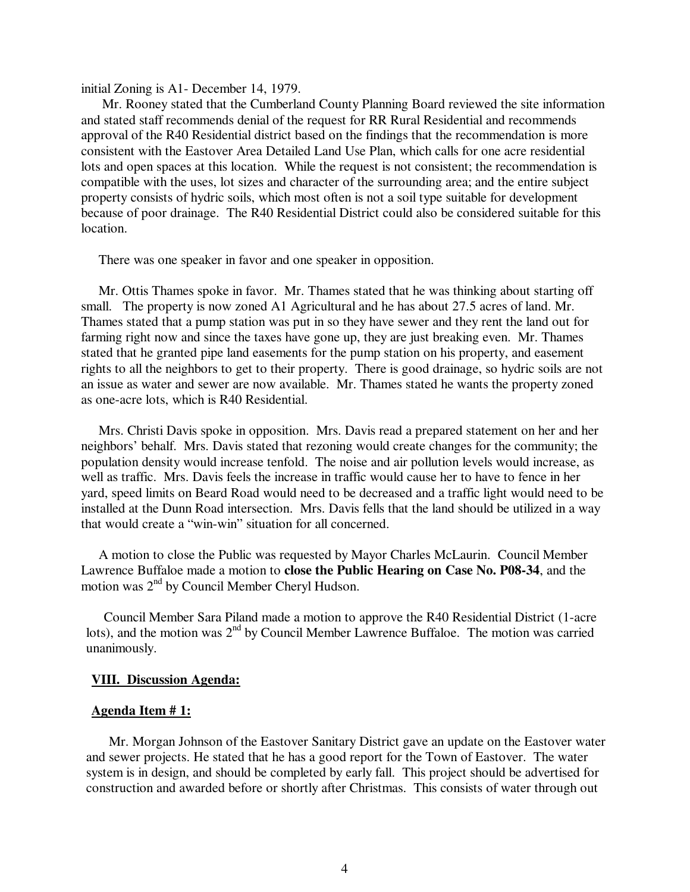initial Zoning is A1- December 14, 1979.

Mr. Rooney stated that the Cumberland County Planning Board reviewed the site information and stated staff recommends denial of the request for RR Rural Residential and recommends approval of the R40 Residential district based on the findings that the recommendation is more consistent with the Eastover Area Detailed Land Use Plan, which calls for one acre residential lots and open spaces at this location. While the request is not consistent; the recommendation is compatible with the uses, lot sizes and character of the surrounding area; and the entire subject property consists of hydric soils, which most often is not a soil type suitable for development because of poor drainage. The R40 Residential District could also be considered suitable for this location.

There was one speaker in favor and one speaker in opposition.

Mr. Ottis Thames spoke in favor. Mr. Thames stated that he was thinking about starting off small. The property is now zoned A1 Agricultural and he has about 27.5 acres of land. Mr. Thames stated that a pump station was put in so they have sewer and they rent the land out for farming right now and since the taxes have gone up, they are just breaking even. Mr. Thames stated that he granted pipe land easements for the pump station on his property, and easement rights to all the neighbors to get to their property. There is good drainage, so hydric soils are not an issue as water and sewer are now available. Mr. Thames stated he wants the property zoned as one-acre lots, which is R40 Residential.

Mrs. Christi Davis spoke in opposition. Mrs. Davis read a prepared statement on her and her neighbors' behalf. Mrs. Davis stated that rezoning would create changes for the community; the population density would increase tenfold. The noise and air pollution levels would increase, as well as traffic. Mrs. Davis feels the increase in traffic would cause her to have to fence in her yard, speed limits on Beard Road would need to be decreased and a traffic light would need to be installed at the Dunn Road intersection. Mrs. Davis fells that the land should be utilized in a way that would create a "win-win" situation for all concerned.

A motion to close the Public was requested by Mayor Charles McLaurin. Council Member Lawrence Buffaloe made a motion to **close the Public Hearing on Case No. P08-34**, and the motion was 2nd by Council Member Cheryl Hudson.

Council Member Sara Piland made a motion to approve the R40 Residential District (1-acre lots), and the motion was 2nd by Council Member Lawrence Buffaloe. The motion was carried unanimously.

**VIII. Discussion Agenda:**

**Agenda Item # 1:**

Mr. Morgan Johnson of the Eastover Sanitary District gave an update on the Eastover water and sewer projects. He stated that he has a good report for the Town of Eastover. The water system is in design, and should be completed by early fall. This project should be advertised for construction and awarded before or shortly after Christmas. This consists of water through out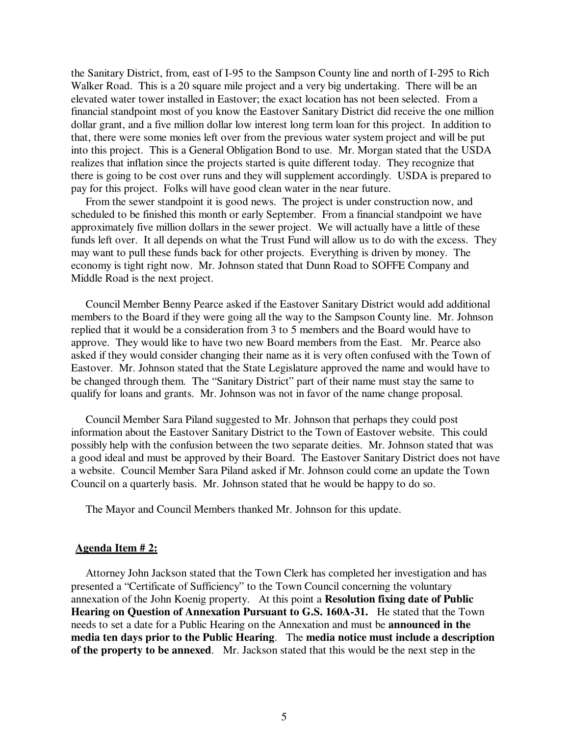the Sanitary District, from, east of I-95 to the Sampson County line and north of I-295 to Rich Walker Road. This is a 20 square mile project and a very big undertaking. There will be an elevated water tower installed in Eastover; the exact location has not been selected. From a financial standpoint most of you know the Eastover Sanitary District did receive the one million dollar grant, and a five million dollar low interest long term loan for this project. In addition to that, there were some monies left over from the previous water system project and will be put into this project. This is a General Obligation Bond to use. Mr. Morgan stated that the USDA realizes that inflation since the projects started is quite different today. They recognize that there is going to be cost over runs and they will supplement accordingly. USDA is prepared to pay for this project. Folks will have good clean water in the near future.

From the sewer standpoint it is good news. The project is under construction now, and scheduled to be finished this month or early September. From a financial standpoint we have approximately five million dollars in the sewer project. We will actually have a little of these funds left over. It all depends on what the Trust Fund will allow us to do with the excess. They may want to pull these funds back for other projects. Everything is driven by money. The economy is tight right now. Mr. Johnson stated that Dunn Road to SOFFE Company and Middle Road is the next project.

Council Member Benny Pearce asked if the Eastover Sanitary District would add additional members to the Board if they were going all the way to the Sampson County line. Mr. Johnson replied that it would be a consideration from 3 to 5 members and the Board would have to approve. They would like to have two new Board members from the East. Mr. Pearce also asked if they would consider changing their name as it is very often confused with the Town of Eastover. Mr. Johnson stated that the State Legislature approved the name and would have to be changed through them. The "Sanitary District" part of their name must stay the same to qualify for loans and grants. Mr. Johnson was not in favor of the name change proposal.

Council Member Sara Piland suggested to Mr. Johnson that perhaps they could post information about the Eastover Sanitary District to the Town of Eastover website. This could possibly help with the confusion between the two separate deities. Mr. Johnson stated that was a good ideal and must be approved by their Board. The Eastover Sanitary District does not have a website. Council Member Sara Piland asked if Mr. Johnson could come an update the Town Council on a quarterly basis. Mr. Johnson stated that he would be happy to do so.

The Mayor and Council Members thanked Mr. Johnson for this update.

**Agenda Item # 2:**

Attorney John Jackson stated that the Town Clerk has completed her investigation and has presented a "Certificate of Sufficiency" to the Town Council concerning the voluntary annexation of the John Koenig property. At this point a **Resolution fixing date of Public Hearing on Question of Annexation Pursuant to G.S. 160A-31.** He stated that the Town needs to set a date for a Public Hearing on the Annexation and must be **announced in the media ten days prior to the Public Hearing**. The **media notice must include a description of the property to be annexed**. Mr. Jackson stated that this would be the next step in the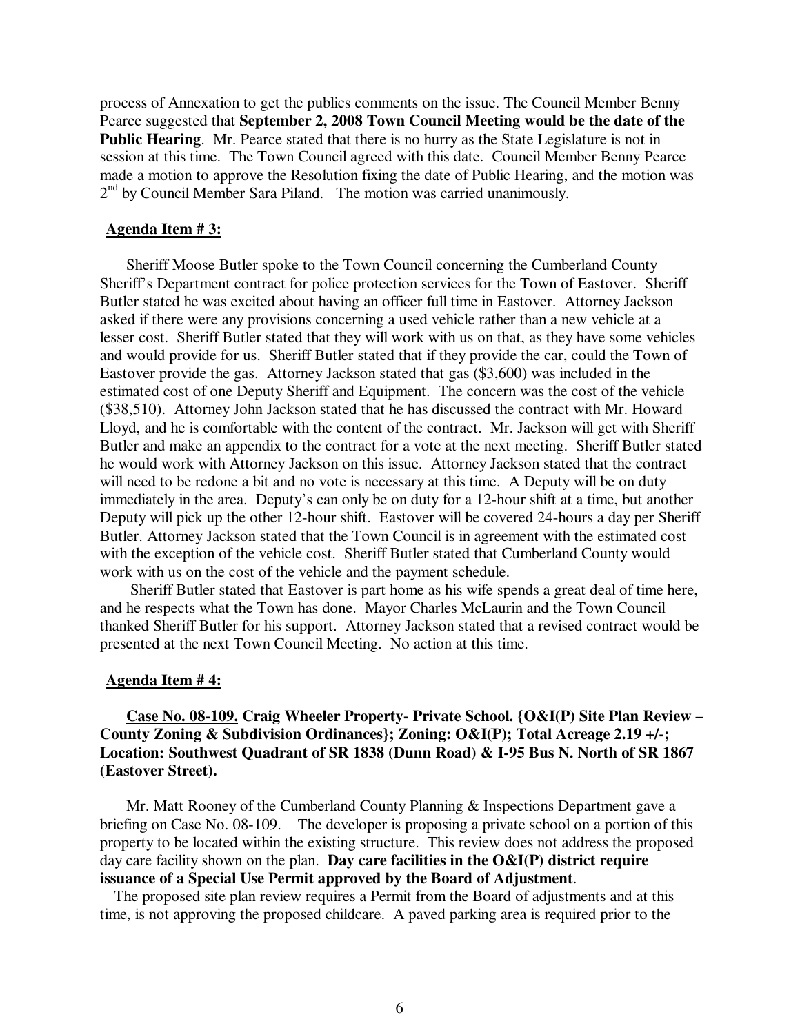process of Annexation to get the publics comments on the issue. The Council Member Benny Pearce suggested that **September 2, 2008 Town Council Meeting would be the date of the Public Hearing**. Mr. Pearce stated that there is no hurry as the State Legislature is not in session at this time. The Town Council agreed with this date. Council Member Benny Pearce made a motion to approve the Resolution fixing the date of Public Hearing, and the motion was 2nd by Council Member Sara Piland. The motion was carried unanimously.

**Agenda Item # 3:**

Sheriff Moose Butler spoke to the Town Council concerning the Cumberland County Sheriff's Department contract for police protection services for the Town of Eastover. Sheriff Butler stated he was excited about having an officer full time in Eastover. Attorney Jackson asked if there were any provisions concerning a used vehicle rather than a new vehicle at a lesser cost. Sheriff Butler stated that they will work with us on that, as they have some vehicles and would provide for us. Sheriff Butler stated that if they provide the car, could the Town of Eastover provide the gas. Attorney Jackson stated that gas ($3,600) was included in the estimated cost of one Deputy Sheriff and Equipment. The concern was the cost of the vehicle ($38,510). Attorney John Jackson stated that he has discussed the contract with Mr. Howard Lloyd, and he is comfortable with the content of the contract. Mr. Jackson will get with Sheriff Butler and make an appendix to the contract for a vote at the next meeting. Sheriff Butler stated he would work with Attorney Jackson on this issue. Attorney Jackson stated that the contract will need to be redone a bit and no vote is necessary at this time. A Deputy will be on duty immediately in the area. Deputy's can only be on duty for a 12-hour shift at a time, but another Deputy will pick up the other 12-hour shift. Eastover will be covered 24-hours a day per Sheriff Butler. Attorney Jackson stated that the Town Council is in agreement with the estimated cost with the exception of the vehicle cost. Sheriff Butler stated that Cumberland County would work with us on the cost of the vehicle and the payment schedule.

Sheriff Butler stated that Eastover is part home as his wife spends a great deal of time here, and he respects what the Town has done. Mayor Charles McLaurin and the Town Council thanked Sheriff Butler for his support. Attorney Jackson stated that a revised contract would be presented at the next Town Council Meeting. No action at this time.

**Agenda Item # 4:**

**Case No. 08-109. Craig Wheeler Property- Private School. {O&I(P) Site Plan Review – County Zoning & Subdivision Ordinances}; Zoning: O&I(P); Total Acreage 2.19 +/-; Location: Southwest Quadrant of SR 1838 (Dunn Road) & I-95 Bus N. North of SR 1867 (Eastover Street).**

Mr. Matt Rooney of the Cumberland County Planning & Inspections Department gave a briefing on Case No. 08-109. The developer is proposing a private school on a portion of this property to be located within the existing structure. This review does not address the proposed day care facility shown on the plan. **Day care facilities in the O&I(P) district require issuance of a Special Use Permit approved by the Board of Adjustment**.

The proposed site plan review requires a Permit from the Board of adjustments and at this time, is not approving the proposed childcare. A paved parking area is required prior to the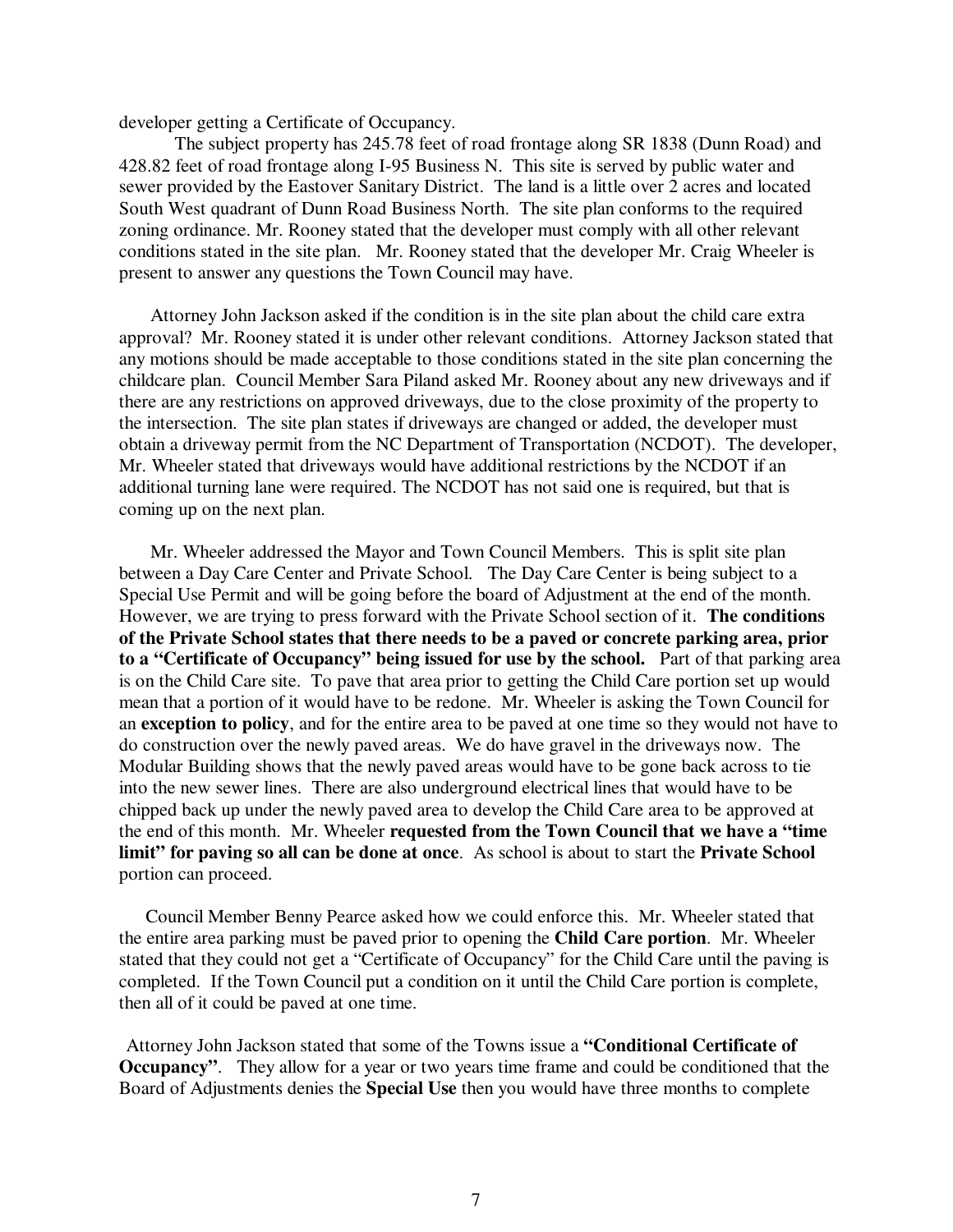developer getting a Certificate of Occupancy.

The subject property has 245.78 feet of road frontage along SR 1838 (Dunn Road) and 428.82 feet of road frontage along I-95 Business N. This site is served by public water and sewer provided by the Eastover Sanitary District. The land is a little over 2 acres and located South West quadrant of Dunn Road Business North. The site plan conforms to the required zoning ordinance. Mr. Rooney stated that the developer must comply with all other relevant conditions stated in the site plan. Mr. Rooney stated that the developer Mr. Craig Wheeler is present to answer any questions the Town Council may have.

Attorney John Jackson asked if the condition is in the site plan about the child care extra approval? Mr. Rooney stated it is under other relevant conditions. Attorney Jackson stated that any motions should be made acceptable to those conditions stated in the site plan concerning the childcare plan. Council Member Sara Piland asked Mr. Rooney about any new driveways and if there are any restrictions on approved driveways, due to the close proximity of the property to the intersection. The site plan states if driveways are changed or added, the developer must obtain a driveway permit from the NC Department of Transportation (NCDOT). The developer, Mr. Wheeler stated that driveways would have additional restrictions by the NCDOT if an additional turning lane were required. The NCDOT has not said one is required, but that is coming up on the next plan.

Mr. Wheeler addressed the Mayor and Town Council Members. This is split site plan between a Day Care Center and Private School. The Day Care Center is being subject to a Special Use Permit and will be going before the board of Adjustment at the end of the month. However, we are trying to press forward with the Private School section of it. **The conditions of the Private School states that there needs to be a paved or concrete parking area, prior to a "Certificate of Occupancy" being issued for use by the school.** Part of that parking area is on the Child Care site. To pave that area prior to getting the Child Care portion set up would mean that a portion of it would have to be redone. Mr. Wheeler is asking the Town Council for an **exception to policy**, and for the entire area to be paved at one time so they would not have to do construction over the newly paved areas. We do have gravel in the driveways now. The Modular Building shows that the newly paved areas would have to be gone back across to tie into the new sewer lines. There are also underground electrical lines that would have to be chipped back up under the newly paved area to develop the Child Care area to be approved at the end of this month. Mr. Wheeler **requested from the Town Council that we have a "time limit" for paving so all can be done at once**. As school is about to start the **Private School** portion can proceed.

Council Member Benny Pearce asked how we could enforce this. Mr. Wheeler stated that the entire area parking must be paved prior to opening the **Child Care portion**. Mr. Wheeler stated that they could not get a "Certificate of Occupancy" for the Child Care until the paving is completed. If the Town Council put a condition on it until the Child Care portion is complete, then all of it could be paved at one time.

Attorney John Jackson stated that some of the Towns issue a **"Conditional Certificate of Occupancy"**. They allow for a year or two years time frame and could be conditioned that the Board of Adjustments denies the **Special Use** then you would have three months to complete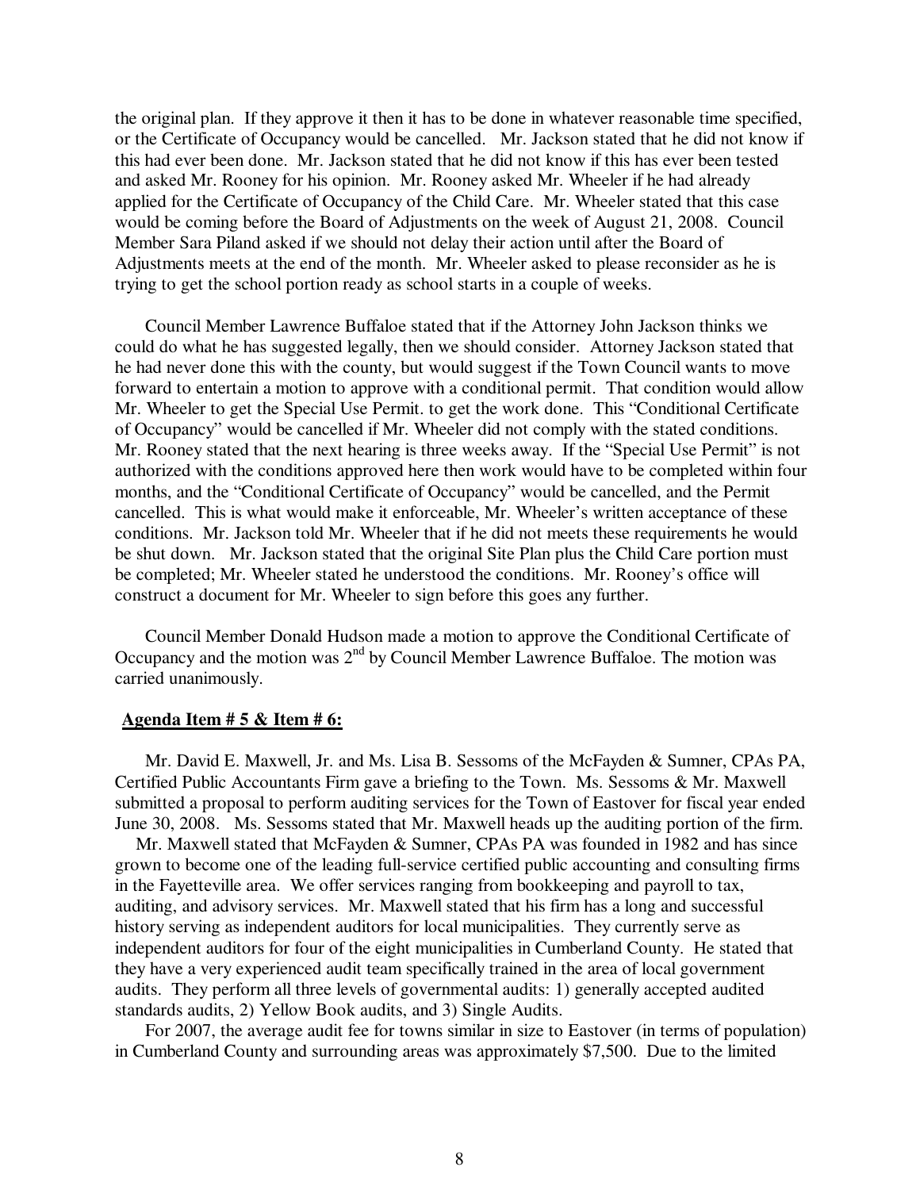the original plan. If they approve it then it has to be done in whatever reasonable time specified, or the Certificate of Occupancy would be cancelled. Mr. Jackson stated that he did not know if this had ever been done. Mr. Jackson stated that he did not know if this has ever been tested and asked Mr. Rooney for his opinion. Mr. Rooney asked Mr. Wheeler if he had already applied for the Certificate of Occupancy of the Child Care. Mr. Wheeler stated that this case would be coming before the Board of Adjustments on the week of August 21, 2008. Council Member Sara Piland asked if we should not delay their action until after the Board of Adjustments meets at the end of the month. Mr. Wheeler asked to please reconsider as he is trying to get the school portion ready as school starts in a couple of weeks.

Council Member Lawrence Buffaloe stated that if the Attorney John Jackson thinks we could do what he has suggested legally, then we should consider. Attorney Jackson stated that he had never done this with the county, but would suggest if the Town Council wants to move forward to entertain a motion to approve with a conditional permit. That condition would allow Mr. Wheeler to get the Special Use Permit. to get the work done. This "Conditional Certificate of Occupancy" would be cancelled if Mr. Wheeler did not comply with the stated conditions. Mr. Rooney stated that the next hearing is three weeks away. If the "Special Use Permit" is not authorized with the conditions approved here then work would have to be completed within four months, and the "Conditional Certificate of Occupancy" would be cancelled, and the Permit cancelled. This is what would make it enforceable, Mr. Wheeler's written acceptance of these conditions. Mr. Jackson told Mr. Wheeler that if he did not meets these requirements he would be shut down. Mr. Jackson stated that the original Site Plan plus the Child Care portion must be completed; Mr. Wheeler stated he understood the conditions. Mr. Rooney's office will construct a document for Mr. Wheeler to sign before this goes any further.

Council Member Donald Hudson made a motion to approve the Conditional Certificate of Occupancy and the motion was 2nd by Council Member Lawrence Buffaloe. The motion was carried unanimously.

**Agenda Item # 5 & Item # 6:**

Mr. David E. Maxwell, Jr. and Ms. Lisa B. Sessoms of the McFayden & Sumner, CPAs PA, Certified Public Accountants Firm gave a briefing to the Town. Ms. Sessoms & Mr. Maxwell submitted a proposal to perform auditing services for the Town of Eastover for fiscal year ended June 30, 2008. Ms. Sessoms stated that Mr. Maxwell heads up the auditing portion of the firm.

Mr. Maxwell stated that McFayden & Sumner, CPAs PA was founded in 1982 and has since grown to become one of the leading full-service certified public accounting and consulting firms in the Fayetteville area. We offer services ranging from bookkeeping and payroll to tax, auditing, and advisory services. Mr. Maxwell stated that his firm has a long and successful history serving as independent auditors for local municipalities. They currently serve as independent auditors for four of the eight municipalities in Cumberland County. He stated that they have a very experienced audit team specifically trained in the area of local government audits. They perform all three levels of governmental audits: 1) generally accepted audited standards audits, 2) Yellow Book audits, and 3) Single Audits.

For 2007, the average audit fee for towns similar in size to Eastover (in terms of population) in Cumberland County and surrounding areas was approximately $7,500. Due to the limited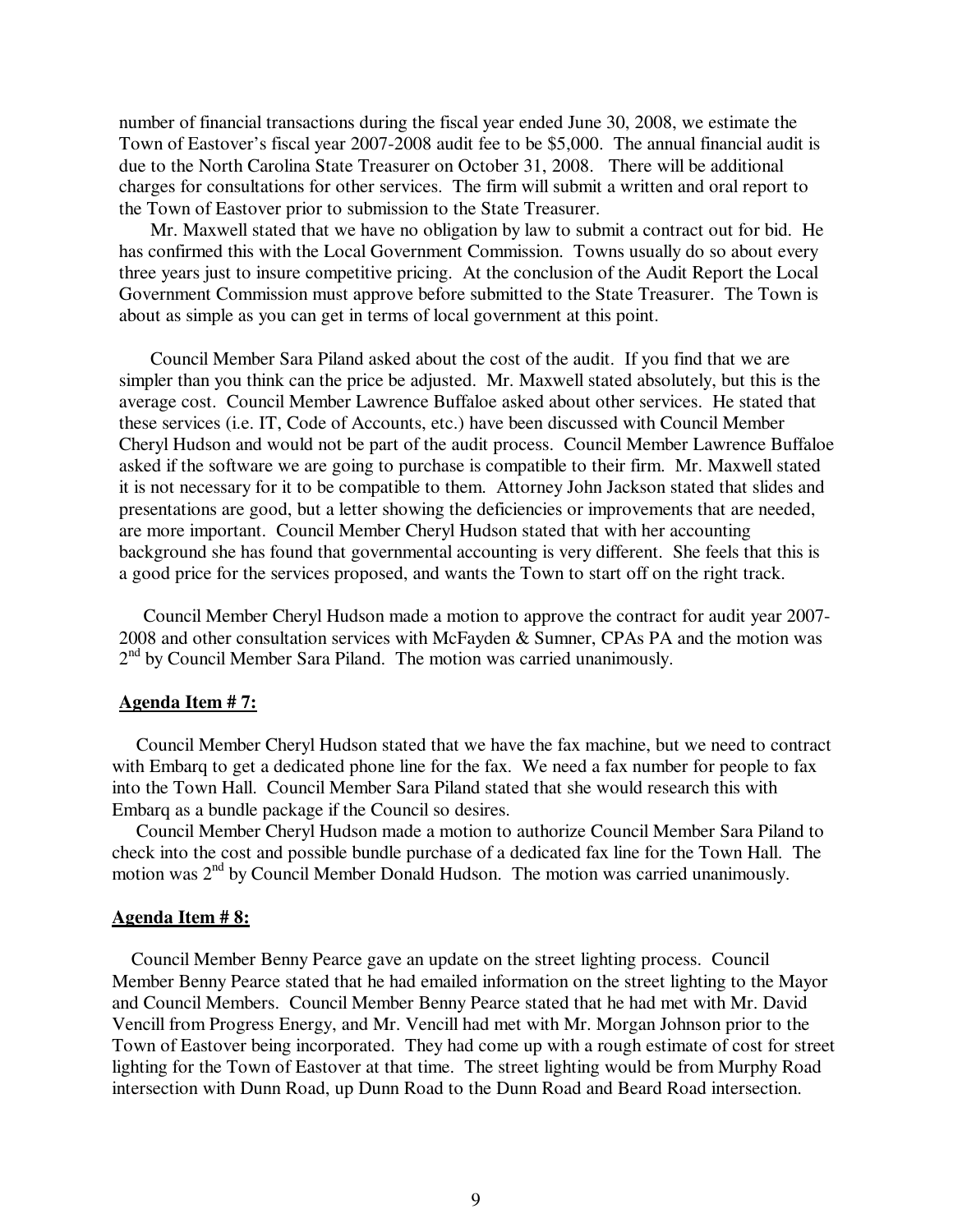number of financial transactions during the fiscal year ended June 30, 2008, we estimate the Town of Eastover's fiscal year 2007-2008 audit fee to be $5,000. The annual financial audit is due to the North Carolina State Treasurer on October 31, 2008. There will be additional charges for consultations for other services. The firm will submit a written and oral report to the Town of Eastover prior to submission to the State Treasurer.

Mr. Maxwell stated that we have no obligation by law to submit a contract out for bid. He has confirmed this with the Local Government Commission. Towns usually do so about every three years just to insure competitive pricing. At the conclusion of the Audit Report the Local Government Commission must approve before submitted to the State Treasurer. The Town is about as simple as you can get in terms of local government at this point.

Council Member Sara Piland asked about the cost of the audit. If you find that we are simpler than you think can the price be adjusted. Mr. Maxwell stated absolutely, but this is the average cost. Council Member Lawrence Buffaloe asked about other services. He stated that these services (i.e. IT, Code of Accounts, etc.) have been discussed with Council Member Cheryl Hudson and would not be part of the audit process. Council Member Lawrence Buffaloe asked if the software we are going to purchase is compatible to their firm. Mr. Maxwell stated it is not necessary for it to be compatible to them. Attorney John Jackson stated that slides and presentations are good, but a letter showing the deficiencies or improvements that are needed, are more important. Council Member Cheryl Hudson stated that with her accounting background she has found that governmental accounting is very different. She feels that this is a good price for the services proposed, and wants the Town to start off on the right track.

Council Member Cheryl Hudson made a motion to approve the contract for audit year 2007-2008 and other consultation services with McFayden & Sumner, CPAs PA and the motion was 2nd by Council Member Sara Piland. The motion was carried unanimously.

**Agenda Item # 7:**

Council Member Cheryl Hudson stated that we have the fax machine, but we need to contract with Embarq to get a dedicated phone line for the fax. We need a fax number for people to fax into the Town Hall. Council Member Sara Piland stated that she would research this with Embarq as a bundle package if the Council so desires.

Council Member Cheryl Hudson made a motion to authorize Council Member Sara Piland to check into the cost and possible bundle purchase of a dedicated fax line for the Town Hall. The motion was 2nd by Council Member Donald Hudson. The motion was carried unanimously.

**Agenda Item # 8:**

Council Member Benny Pearce gave an update on the street lighting process. Council Member Benny Pearce stated that he had emailed information on the street lighting to the Mayor and Council Members. Council Member Benny Pearce stated that he had met with Mr. David Vencill from Progress Energy, and Mr. Vencill had met with Mr. Morgan Johnson prior to the Town of Eastover being incorporated. They had come up with a rough estimate of cost for street lighting for the Town of Eastover at that time. The street lighting would be from Murphy Road intersection with Dunn Road, up Dunn Road to the Dunn Road and Beard Road intersection.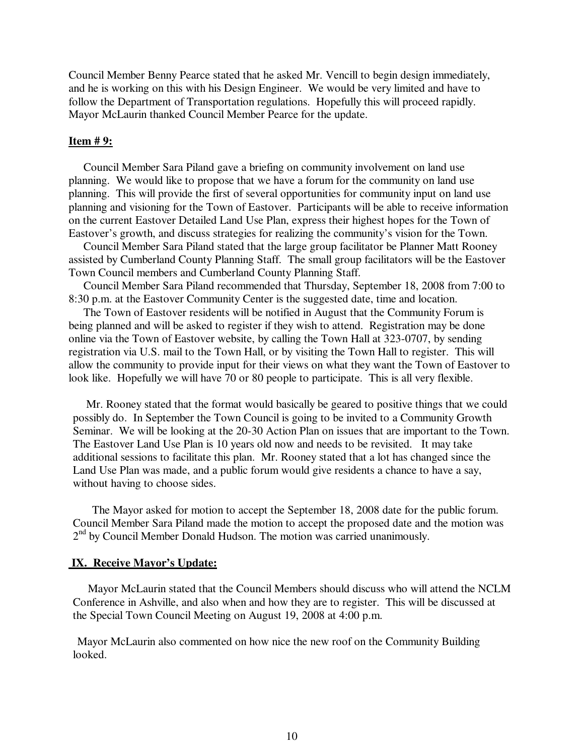Council Member Benny Pearce stated that he asked Mr. Vencill to begin design immediately, and he is working on this with his Design Engineer. We would be very limited and have to follow the Department of Transportation regulations. Hopefully this will proceed rapidly. Mayor McLaurin thanked Council Member Pearce for the update.

**Item # 9:**

Council Member Sara Piland gave a briefing on community involvement on land use planning. We would like to propose that we have a forum for the community on land use planning. This will provide the first of several opportunities for community input on land use planning and visioning for the Town of Eastover. Participants will be able to receive information on the current Eastover Detailed Land Use Plan, express their highest hopes for the Town of Eastover's growth, and discuss strategies for realizing the community's vision for the Town.

Council Member Sara Piland stated that the large group facilitator be Planner Matt Rooney assisted by Cumberland County Planning Staff. The small group facilitators will be the Eastover Town Council members and Cumberland County Planning Staff.

Council Member Sara Piland recommended that Thursday, September 18, 2008 from 7:00 to 8:30 p.m. at the Eastover Community Center is the suggested date, time and location.

The Town of Eastover residents will be notified in August that the Community Forum is being planned and will be asked to register if they wish to attend. Registration may be done online via the Town of Eastover website, by calling the Town Hall at 323-0707, by sending registration via U.S. mail to the Town Hall, or by visiting the Town Hall to register. This will allow the community to provide input for their views on what they want the Town of Eastover to look like. Hopefully we will have 70 or 80 people to participate. This is all very flexible.

Mr. Rooney stated that the format would basically be geared to positive things that we could possibly do. In September the Town Council is going to be invited to a Community Growth Seminar. We will be looking at the 20-30 Action Plan on issues that are important to the Town. The Eastover Land Use Plan is 10 years old now and needs to be revisited. It may take additional sessions to facilitate this plan. Mr. Rooney stated that a lot has changed since the Land Use Plan was made, and a public forum would give residents a chance to have a say, without having to choose sides.

The Mayor asked for motion to accept the September 18, 2008 date for the public forum. Council Member Sara Piland made the motion to accept the proposed date and the motion was 2nd by Council Member Donald Hudson. The motion was carried unanimously.

**IX. Receive Mayor's Update:**

Mayor McLaurin stated that the Council Members should discuss who will attend the NCLM Conference in Ashville, and also when and how they are to register. This will be discussed at the Special Town Council Meeting on August 19, 2008 at 4:00 p.m.

Mayor McLaurin also commented on how nice the new roof on the Community Building looked.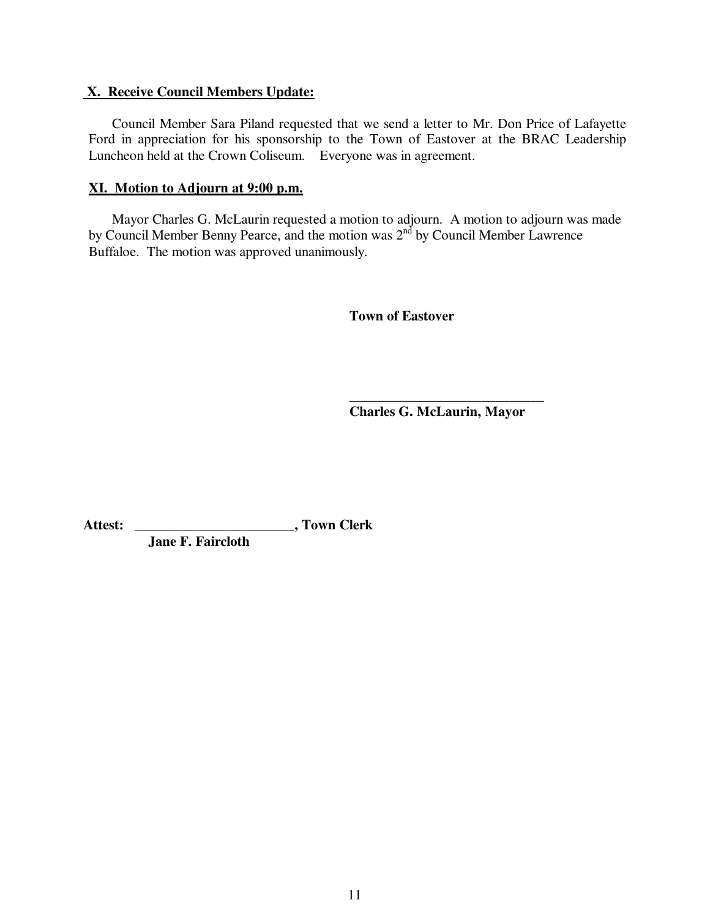**X. Receive Council Members Update:**

Council Member Sara Piland requested that we send a letter to Mr. Don Price of Lafayette Ford in appreciation for his sponsorship to the Town of Eastover at the BRAC Leadership Luncheon held at the Crown Coliseum. Everyone was in agreement.

**XI. Motion to Adjourn at 9:00 p.m.**

Mayor Charles G. McLaurin requested a motion to adjourn. A motion to adjourn was made by Council Member Benny Pearce, and the motion was 2nd by Council Member Lawrence Buffaloe. The motion was approved unanimously.

**Town of Eastover**

____________________________
**Charles G. McLaurin, Mayor**

**Attest: _______________________, Town Clerk**
**Jane F. Faircloth**